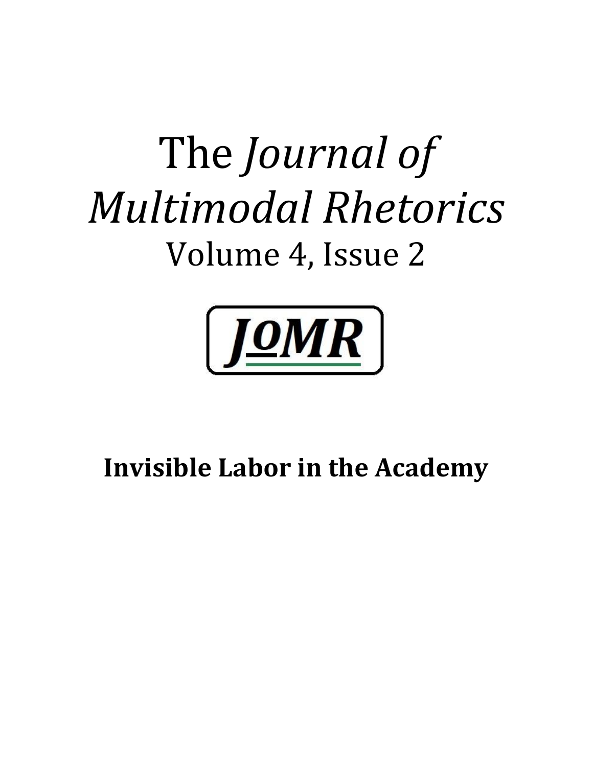# The *Journal of Multimodal Rhetorics*

Volume 4, Issue 2

JoMR

**Invisible Labor in the Academy**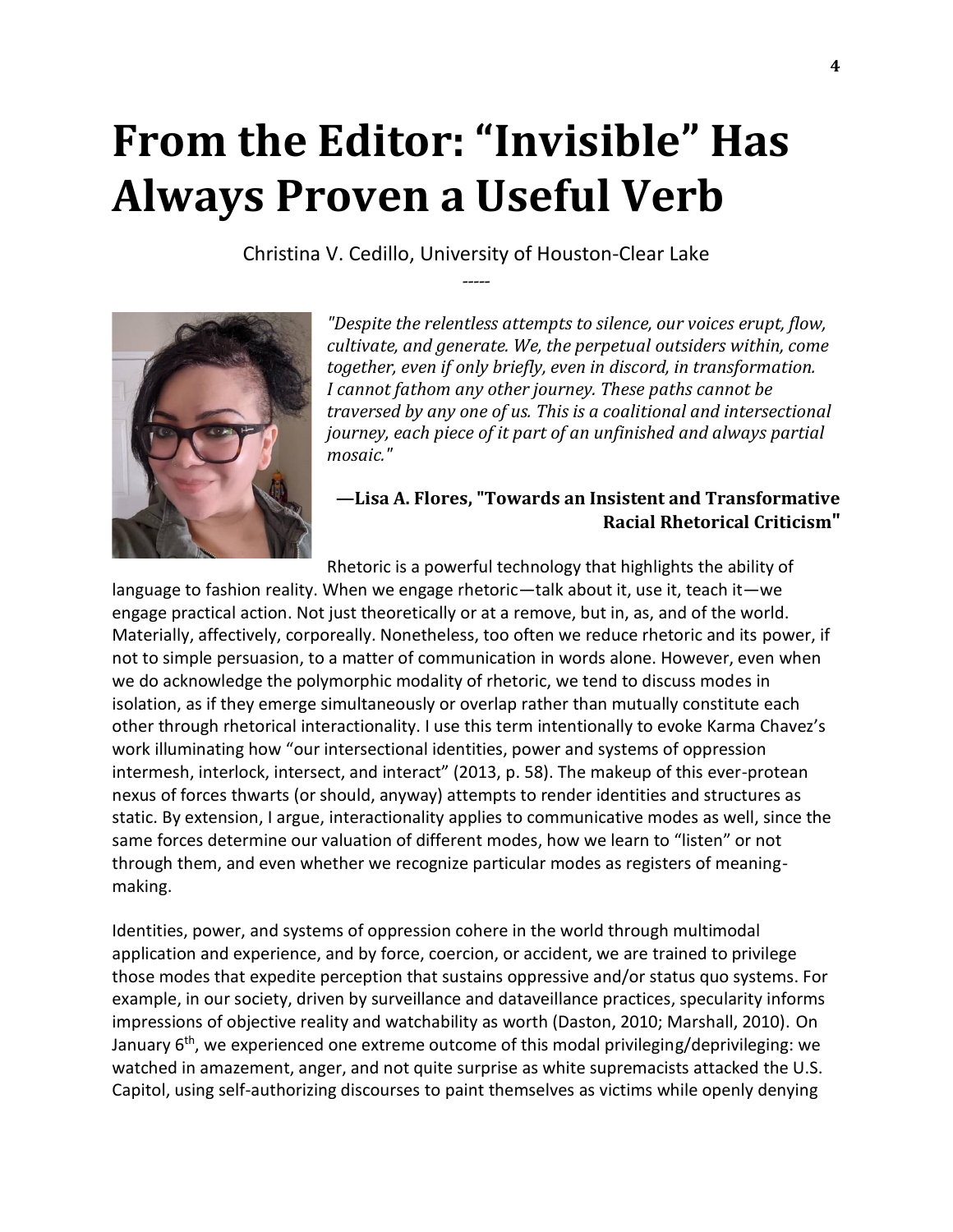# From the Editor: “Invisible” Has Always Proven a Useful Verb

Christina V. Cedillo, University of Houston-Clear Lake

-----

*"Despite the relentless attempts to silence, our voices erupt, flow, cultivate, and generate. We, the perpetual outsiders within, come together, even if only briefly, even in discord, in transformation. I cannot fathom any other journey. These paths cannot be traversed by any one of us. This is a coalitional and intersectional journey, each piece of it part of an unfinished and always partial mosaic."*

**—Lisa A. Flores, "Towards an Insistent and Transformative Racial Rhetorical Criticism"**

Rhetoric is a powerful technology that highlights the ability of language to fashion reality. When we engage rhetoric—talk about it, use it, teach it—we engage practical action. Not just theoretically or at a remove, but in, as, and of the world. Materially, affectively, corporeally. Nonetheless, too often we reduce rhetoric and its power, if not to simple persuasion, to a matter of communication in words alone. However, even when we do acknowledge the polymorphic modality of rhetoric, we tend to discuss modes in isolation, as if they emerge simultaneously or overlap rather than mutually constitute each other through rhetorical interactionality. I use this term intentionally to evoke Karma Chavez's work illuminating how “our intersectional identities, power and systems of oppression intermesh, interlock, intersect, and interact” (2013, p. 58). The makeup of this ever-protean nexus of forces thwarts (or should, anyway) attempts to render identities and structures as static. By extension, I argue, interactionality applies to communicative modes as well, since the same forces determine our valuation of different modes, how we learn to “listen” or not through them, and even whether we recognize particular modes as registers of meaning-making.

Identities, power, and systems of oppression cohere in the world through multimodal application and experience, and by force, coercion, or accident, we are trained to privilege those modes that expedite perception that sustains oppressive and/or status quo systems. For example, in our society, driven by surveillance and dataveillance practices, specularity informs impressions of objective reality and watchability as worth (Daston, 2010; Marshall, 2010). On January 6th, we experienced one extreme outcome of this modal privileging/deprivileging: we watched in amazement, anger, and not quite surprise as white supremacists attacked the U.S. Capitol, using self-authorizing discourses to paint themselves as victims while openly denying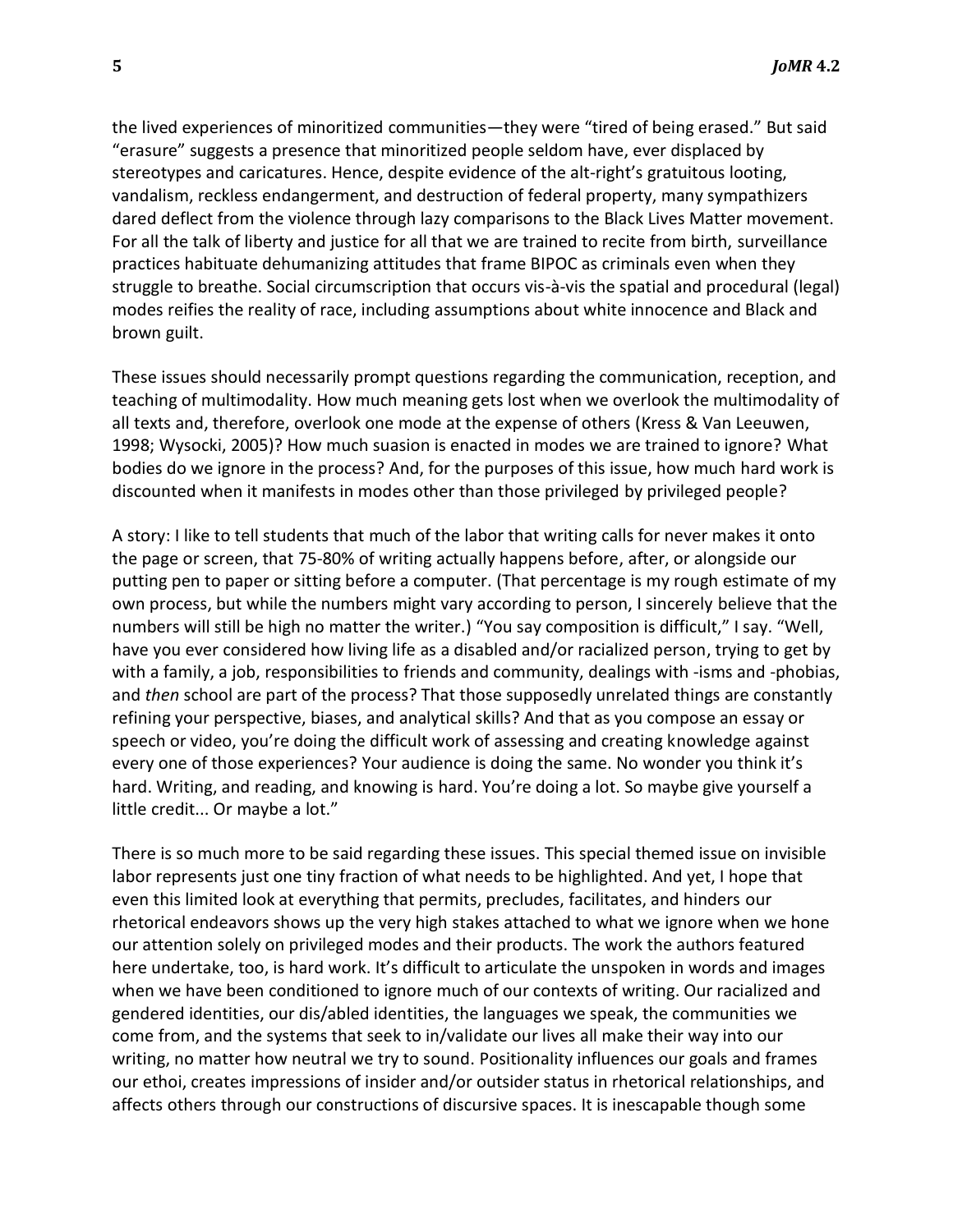the lived experiences of minoritized communities—they were "tired of being erased." But said "erasure" suggests a presence that minoritized people seldom have, ever displaced by stereotypes and caricatures. Hence, despite evidence of the alt-right's gratuitous looting, vandalism, reckless endangerment, and destruction of federal property, many sympathizers dared deflect from the violence through lazy comparisons to the Black Lives Matter movement. For all the talk of liberty and justice for all that we are trained to recite from birth, surveillance practices habituate dehumanizing attitudes that frame BIPOC as criminals even when they struggle to breathe. Social circumscription that occurs vis-à-vis the spatial and procedural (legal) modes reifies the reality of race, including assumptions about white innocence and Black and brown guilt.

These issues should necessarily prompt questions regarding the communication, reception, and teaching of multimodality. How much meaning gets lost when we overlook the multimodality of all texts and, therefore, overlook one mode at the expense of others (Kress & Van Leeuwen, 1998; Wysocki, 2005)? How much suasion is enacted in modes we are trained to ignore? What bodies do we ignore in the process? And, for the purposes of this issue, how much hard work is discounted when it manifests in modes other than those privileged by privileged people?

A story: I like to tell students that much of the labor that writing calls for never makes it onto the page or screen, that 75-80% of writing actually happens before, after, or alongside our putting pen to paper or sitting before a computer. (That percentage is my rough estimate of my own process, but while the numbers might vary according to person, I sincerely believe that the numbers will still be high no matter the writer.) "You say composition is difficult," I say. "Well, have you ever considered how living life as a disabled and/or racialized person, trying to get by with a family, a job, responsibilities to friends and community, dealings with -isms and -phobias, and *then* school are part of the process? That those supposedly unrelated things are constantly refining your perspective, biases, and analytical skills? And that as you compose an essay or speech or video, you're doing the difficult work of assessing and creating knowledge against every one of those experiences? Your audience is doing the same. No wonder you think it's hard. Writing, and reading, and knowing is hard. You're doing a lot. So maybe give yourself a little credit... Or maybe a lot."

There is so much more to be said regarding these issues. This special themed issue on invisible labor represents just one tiny fraction of what needs to be highlighted. And yet, I hope that even this limited look at everything that permits, precludes, facilitates, and hinders our rhetorical endeavors shows up the very high stakes attached to what we ignore when we hone our attention solely on privileged modes and their products. The work the authors featured here undertake, too, is hard work. It's difficult to articulate the unspoken in words and images when we have been conditioned to ignore much of our contexts of writing. Our racialized and gendered identities, our dis/abled identities, the languages we speak, the communities we come from, and the systems that seek to in/validate our lives all make their way into our writing, no matter how neutral we try to sound. Positionality influences our goals and frames our ethoi, creates impressions of insider and/or outsider status in rhetorical relationships, and affects others through our constructions of discursive spaces. It is inescapable though some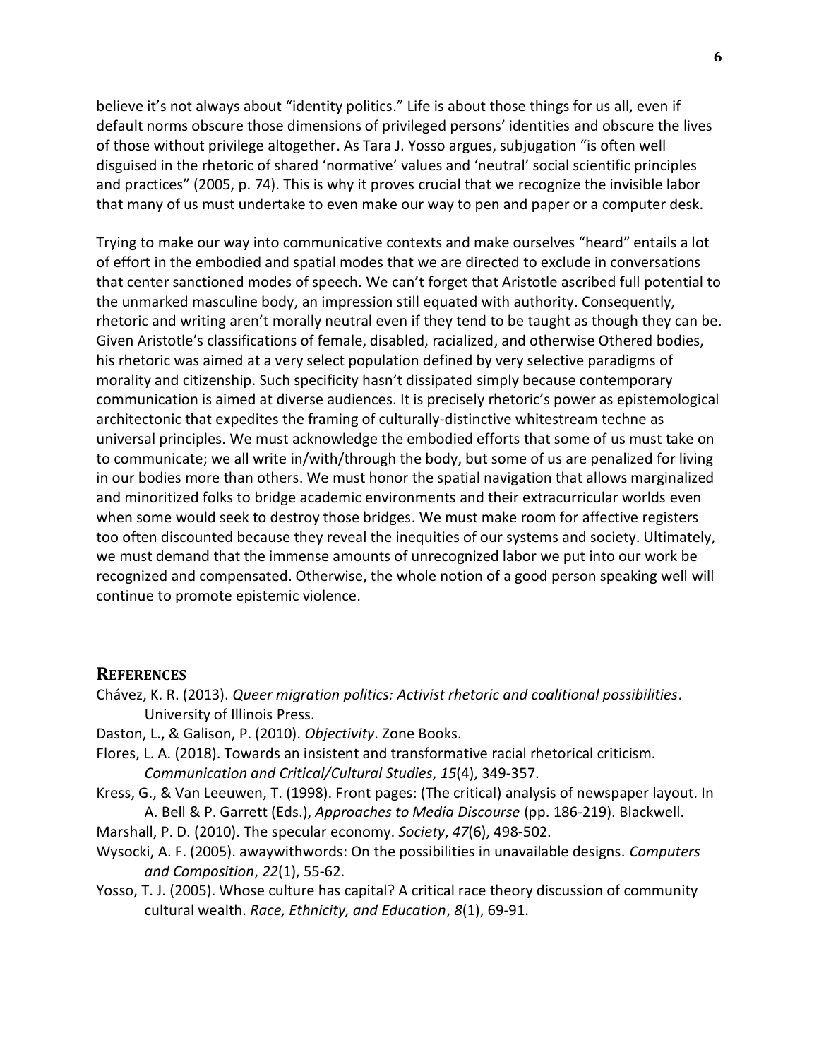believe it's not always about "identity politics." Life is about those things for us all, even if default norms obscure those dimensions of privileged persons' identities and obscure the lives of those without privilege altogether. As Tara J. Yosso argues, subjugation "is often well disguised in the rhetoric of shared 'normative' values and 'neutral' social scientific principles and practices" (2005, p. 74). This is why it proves crucial that we recognize the invisible labor that many of us must undertake to even make our way to pen and paper or a computer desk.

Trying to make our way into communicative contexts and make ourselves "heard" entails a lot of effort in the embodied and spatial modes that we are directed to exclude in conversations that center sanctioned modes of speech. We can't forget that Aristotle ascribed full potential to the unmarked masculine body, an impression still equated with authority. Consequently, rhetoric and writing aren't morally neutral even if they tend to be taught as though they can be. Given Aristotle's classifications of female, disabled, racialized, and otherwise Othered bodies, his rhetoric was aimed at a very select population defined by very selective paradigms of morality and citizenship. Such specificity hasn't dissipated simply because contemporary communication is aimed at diverse audiences. It is precisely rhetoric's power as epistemological architectonic that expedites the framing of culturally-distinctive whitestream techne as universal principles. We must acknowledge the embodied efforts that some of us must take on to communicate; we all write in/with/through the body, but some of us are penalized for living in our bodies more than others. We must honor the spatial navigation that allows marginalized and minoritized folks to bridge academic environments and their extracurricular worlds even when some would seek to destroy those bridges. We must make room for affective registers too often discounted because they reveal the inequities of our systems and society. Ultimately, we must demand that the immense amounts of unrecognized labor we put into our work be recognized and compensated. Otherwise, the whole notion of a good person speaking well will continue to promote epistemic violence.

## References

Chávez, K. R. (2013). *Queer migration politics: Activist rhetoric and coalitional possibilities*. University of Illinois Press.

Daston, L., & Galison, P. (2010). *Objectivity*. Zone Books.

Flores, L. A. (2018). Towards an insistent and transformative racial rhetorical criticism. *Communication and Critical/Cultural Studies*, *15*(4), 349-357.

Kress, G., & Van Leeuwen, T. (1998). Front pages: (The critical) analysis of newspaper layout. In A. Bell & P. Garrett (Eds.), *Approaches to Media Discourse* (pp. 186-219). Blackwell.

Marshall, P. D. (2010). The specular economy. *Society*, *47*(6), 498-502.

Wysocki, A. F. (2005). awaywithwords: On the possibilities in unavailable designs. *Computers and Composition*, *22*(1), 55-62.

Yosso, T. J. (2005). Whose culture has capital? A critical race theory discussion of community cultural wealth. *Race, Ethnicity, and Education*, *8*(1), 69-91.